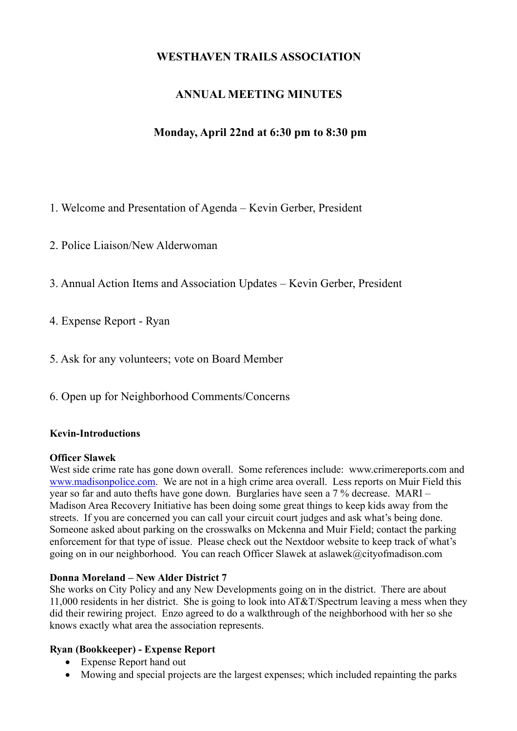# WESTHAVEN TRAILS ASSOCIATION

## ANNUAL MEETING MINUTES

### Monday, April 22nd at 6:30 pm to 8:30 pm

1. Welcome and Presentation of Agenda – Kevin Gerber, President

2. Police Liaison/New Alderwoman

3. Annual Action Items and Association Updates – Kevin Gerber, President

4. Expense Report - Ryan

5. Ask for any volunteers; vote on Board Member

6. Open up for Neighborhood Comments/Concerns

**Kevin-Introductions**

**Officer Slawek**
West side crime rate has gone down overall. Some references include: www.crimereports.com and www.madisonpolice.com. We are not in a high crime area overall. Less reports on Muir Field this year so far and auto thefts have gone down. Burglaries have seen a 7 % decrease. MARI – Madison Area Recovery Initiative has been doing some great things to keep kids away from the streets. If you are concerned you can call your circuit court judges and ask what's being done. Someone asked about parking on the crosswalks on Mckenna and Muir Field; contact the parking enforcement for that type of issue. Please check out the Nextdoor website to keep track of what's going on in our neighborhood. You can reach Officer Slawek at aslawek@cityofmadison.com

**Donna Moreland – New Alder District 7**
She works on City Policy and any New Developments going on in the district. There are about 11,000 residents in her district. She is going to look into AT&T/Spectrum leaving a mess when they did their rewiring project. Enzo agreed to do a walkthrough of the neighborhood with her so she knows exactly what area the association represents.

**Ryan (Bookkeeper) - Expense Report**

- Expense Report hand out
- Mowing and special projects are the largest expenses; which included repainting the parks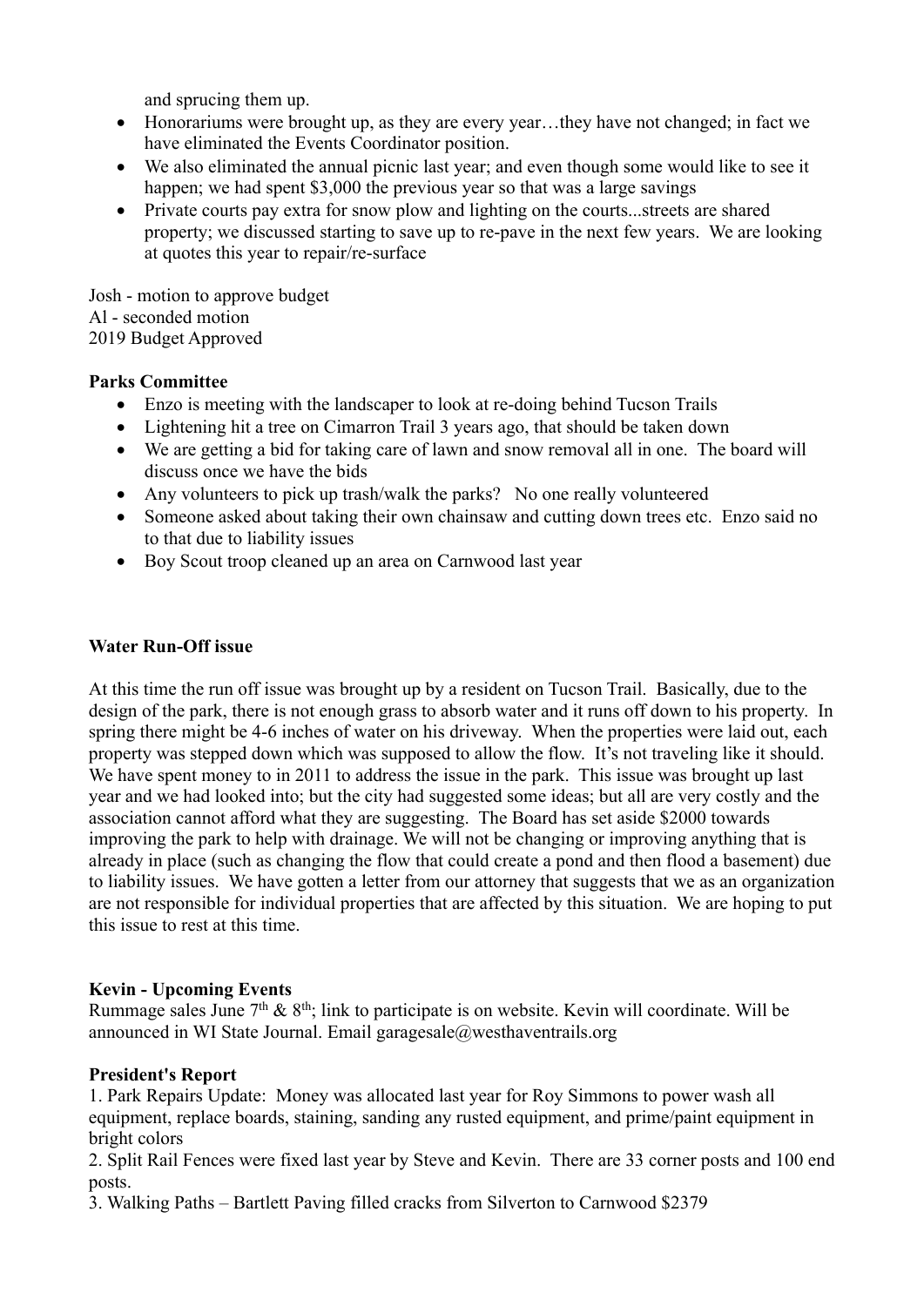and sprucing them up.

- Honorariums were brought up, as they are every year…they have not changed; in fact we have eliminated the Events Coordinator position.
- We also eliminated the annual picnic last year; and even though some would like to see it happen; we had spent $3,000 the previous year so that was a large savings
- Private courts pay extra for snow plow and lighting on the courts...streets are shared property; we discussed starting to save up to re-pave in the next few years. We are looking at quotes this year to repair/re-surface

Josh - motion to approve budget
Al - seconded motion
2019 Budget Approved

**Parks Committee**

- Enzo is meeting with the landscaper to look at re-doing behind Tucson Trails
- Lightening hit a tree on Cimarron Trail 3 years ago, that should be taken down
- We are getting a bid for taking care of lawn and snow removal all in one. The board will discuss once we have the bids
- Any volunteers to pick up trash/walk the parks? No one really volunteered
- Someone asked about taking their own chainsaw and cutting down trees etc. Enzo said no to that due to liability issues
- Boy Scout troop cleaned up an area on Carnwood last year

**Water Run-Off issue**

At this time the run off issue was brought up by a resident on Tucson Trail. Basically, due to the design of the park, there is not enough grass to absorb water and it runs off down to his property. In spring there might be 4-6 inches of water on his driveway. When the properties were laid out, each property was stepped down which was supposed to allow the flow. It's not traveling like it should. We have spent money to in 2011 to address the issue in the park. This issue was brought up last year and we had looked into; but the city had suggested some ideas; but all are very costly and the association cannot afford what they are suggesting. The Board has set aside $2000 towards improving the park to help with drainage. We will not be changing or improving anything that is already in place (such as changing the flow that could create a pond and then flood a basement) due to liability issues. We have gotten a letter from our attorney that suggests that we as an organization are not responsible for individual properties that are affected by this situation. We are hoping to put this issue to rest at this time.

**Kevin - Upcoming Events**

Rummage sales June 7th & 8th; link to participate is on website. Kevin will coordinate. Will be announced in WI State Journal. Email garagesale@westhaventrails.org

**President's Report**

1. Park Repairs Update: Money was allocated last year for Roy Simmons to power wash all equipment, replace boards, staining, sanding any rusted equipment, and prime/paint equipment in bright colors
2. Split Rail Fences were fixed last year by Steve and Kevin. There are 33 corner posts and 100 end posts.
3. Walking Paths – Bartlett Paving filled cracks from Silverton to Carnwood $2379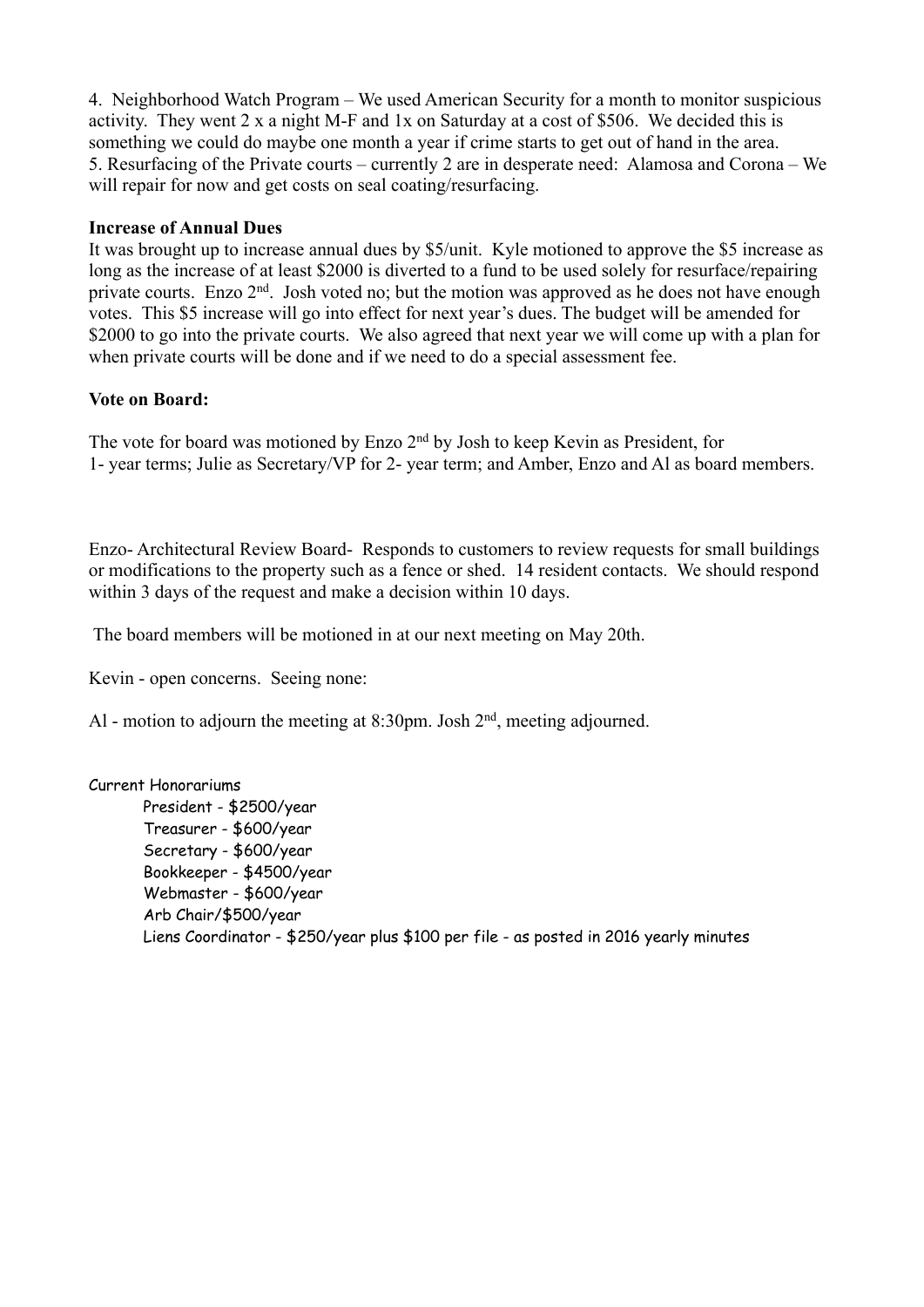4. Neighborhood Watch Program – We used American Security for a month to monitor suspicious activity. They went 2 x a night M-F and 1x on Saturday at a cost of $506. We decided this is something we could do maybe one month a year if crime starts to get out of hand in the area.
5. Resurfacing of the Private courts – currently 2 are in desperate need: Alamosa and Corona – We will repair for now and get costs on seal coating/resurfacing.

**Increase of Annual Dues**

It was brought up to increase annual dues by $5/unit. Kyle motioned to approve the $5 increase as long as the increase of at least $2000 is diverted to a fund to be used solely for resurface/repairing private courts. Enzo 2nd. Josh voted no; but the motion was approved as he does not have enough votes. This $5 increase will go into effect for next year's dues. The budget will be amended for $2000 to go into the private courts. We also agreed that next year we will come up with a plan for when private courts will be done and if we need to do a special assessment fee.

**Vote on Board:**

The vote for board was motioned by Enzo 2nd by Josh to keep Kevin as President, for 1- year terms; Julie as Secretary/VP for 2- year term; and Amber, Enzo and Al as board members.

Enzo- Architectural Review Board- Responds to customers to review requests for small buildings or modifications to the property such as a fence or shed. 14 resident contacts. We should respond within 3 days of the request and make a decision within 10 days.

The board members will be motioned in at our next meeting on May 20th.

Kevin - open concerns. Seeing none:

Al - motion to adjourn the meeting at 8:30pm. Josh 2nd, meeting adjourned.

Current Honorariums

- President - $2500/year
- Treasurer - $600/year
- Secretary - $600/year
- Bookkeeper - $4500/year
- Webmaster - $600/year
- Arb Chair/$500/year
- Liens Coordinator - $250/year plus $100 per file - as posted in 2016 yearly minutes